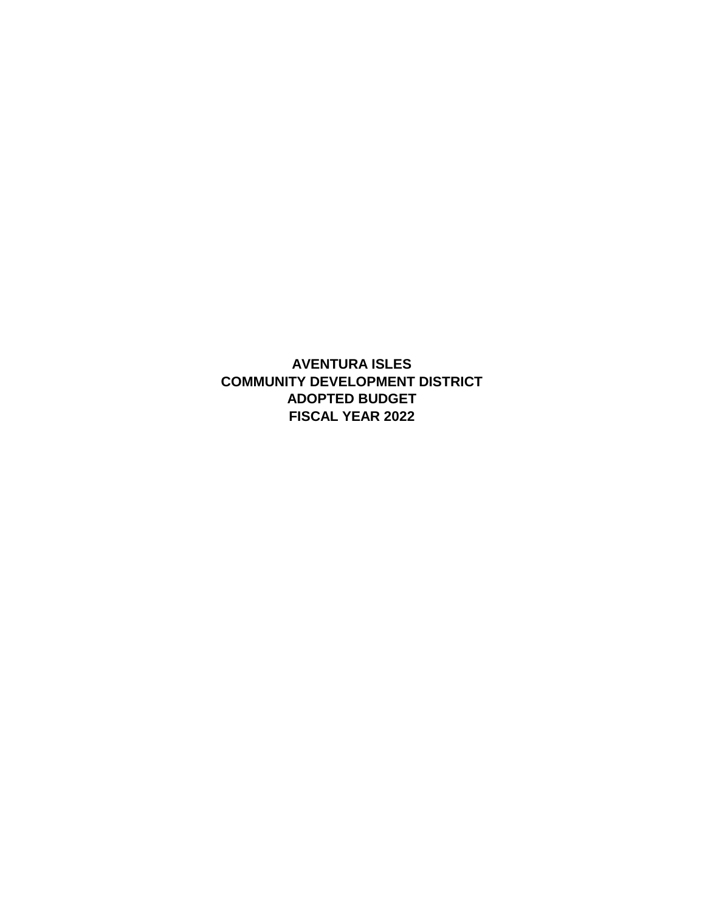# AVENTURA ISLES
# COMMUNITY DEVELOPMENT DISTRICT
# ADOPTED BUDGET
# FISCAL YEAR 2022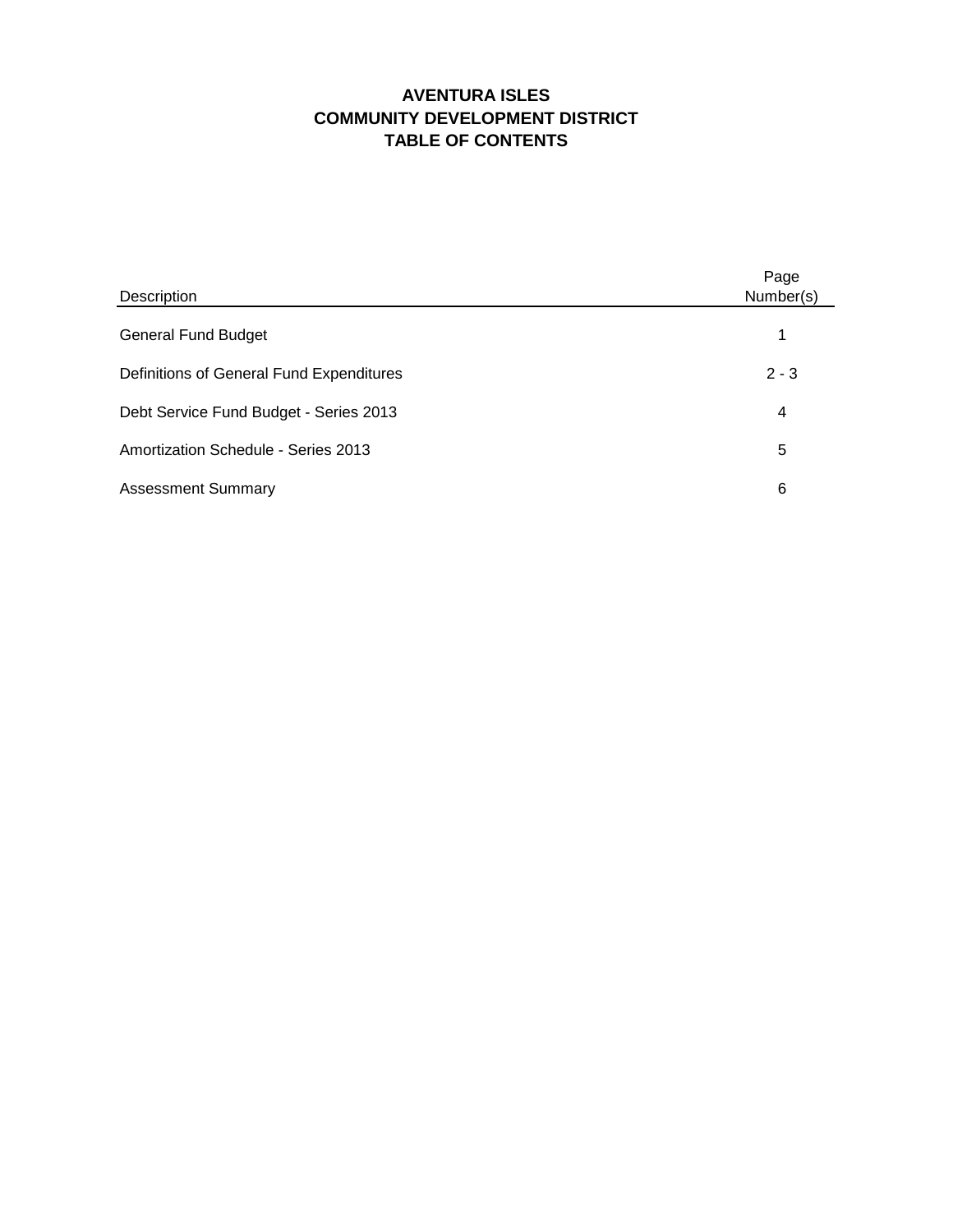# AVENTURA ISLES
# COMMUNITY DEVELOPMENT DISTRICT
# TABLE OF CONTENTS

| Description | Page Number(s) |
|---|---|
| General Fund Budget | 1 |
| Definitions of General Fund Expenditures | 2 - 3 |
| Debt Service Fund Budget - Series 2013 | 4 |
| Amortization Schedule - Series 2013 | 5 |
| Assessment Summary | 6 |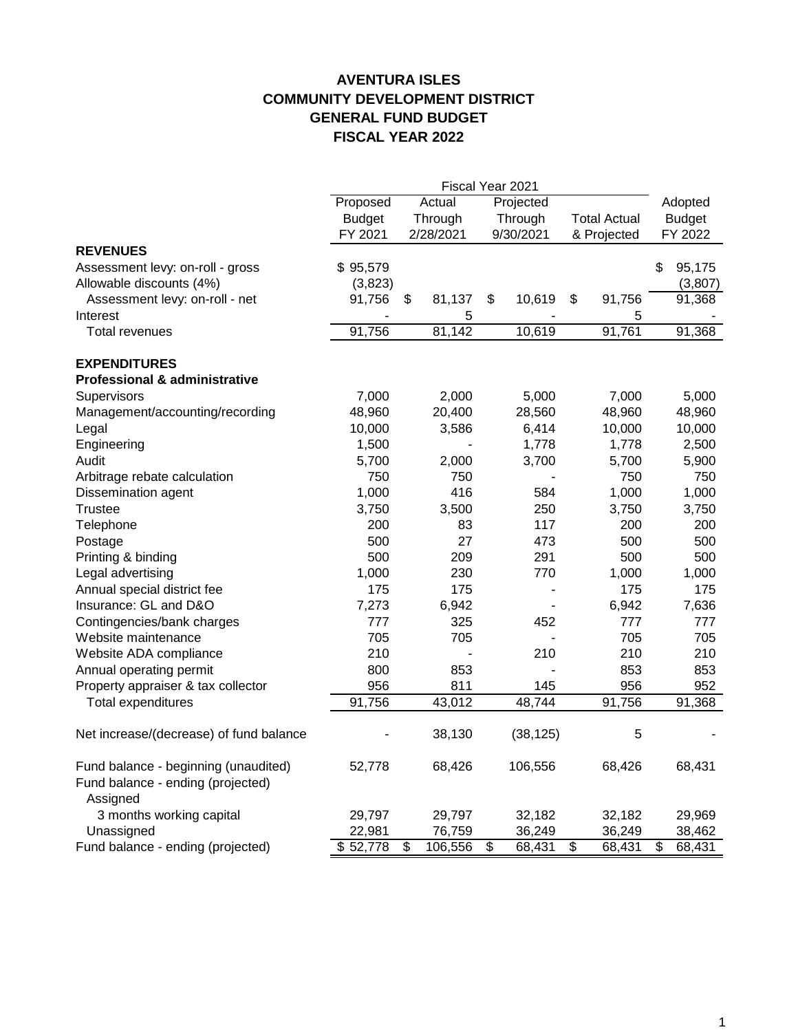# AVENTURA ISLES
# COMMUNITY DEVELOPMENT DISTRICT
# GENERAL FUND BUDGET
# FISCAL YEAR 2022

| | Fiscal Year 2021 | | | | |
|---|---|---|---|---|---|
| | Proposed Budget FY 2021 | Actual Through 2/28/2021 | Projected Through 9/30/2021 | Total Actual & Projected | Adopted Budget FY 2022 |
| **REVENUES** | | | | | |
| Assessment levy: on-roll - gross | $ 95,579 | | | | $ 95,175 |
| Allowable discounts (4%) | (3,823) | | | | (3,807) |
| Assessment levy: on-roll - net | 91,756 | $ 81,137 | $ 10,619 | $ 91,756 | 91,368 |
| Interest | - | 5 | - | 5 | - |
| Total revenues | 91,756 | 81,142 | 10,619 | 91,761 | 91,368 |
| | | | | | |
| **EXPENDITURES** | | | | | |
| **Professional & administrative** | | | | | |
| Supervisors | 7,000 | 2,000 | 5,000 | 7,000 | 5,000 |
| Management/accounting/recording | 48,960 | 20,400 | 28,560 | 48,960 | 48,960 |
| Legal | 10,000 | 3,586 | 6,414 | 10,000 | 10,000 |
| Engineering | 1,500 | - | 1,778 | 1,778 | 2,500 |
| Audit | 5,700 | 2,000 | 3,700 | 5,700 | 5,900 |
| Arbitrage rebate calculation | 750 | 750 | - | 750 | 750 |
| Dissemination agent | 1,000 | 416 | 584 | 1,000 | 1,000 |
| Trustee | 3,750 | 3,500 | 250 | 3,750 | 3,750 |
| Telephone | 200 | 83 | 117 | 200 | 200 |
| Postage | 500 | 27 | 473 | 500 | 500 |
| Printing & binding | 500 | 209 | 291 | 500 | 500 |
| Legal advertising | 1,000 | 230 | 770 | 1,000 | 1,000 |
| Annual special district fee | 175 | 175 | - | 175 | 175 |
| Insurance: GL and D&O | 7,273 | 6,942 | - | 6,942 | 7,636 |
| Contingencies/bank charges | 777 | 325 | 452 | 777 | 777 |
| Website maintenance | 705 | 705 | - | 705 | 705 |
| Website ADA compliance | 210 | - | 210 | 210 | 210 |
| Annual operating permit | 800 | 853 | - | 853 | 853 |
| Property appraiser & tax collector | 956 | 811 | 145 | 956 | 952 |
| Total expenditures | 91,756 | 43,012 | 48,744 | 91,756 | 91,368 |
| | | | | | |
| Net increase/(decrease) of fund balance | - | 38,130 | (38,125) | 5 | - |
| | | | | | |
| Fund balance - beginning (unaudited) | 52,778 | 68,426 | 106,556 | 68,426 | 68,431 |
| Fund balance - ending (projected) | | | | | |
| Assigned | | | | | |
| 3 months working capital | 29,797 | 29,797 | 32,182 | 32,182 | 29,969 |
| Unassigned | 22,981 | 76,759 | 36,249 | 36,249 | 38,462 |
| Fund balance - ending (projected) | $ 52,778 | $ 106,556 | $ 68,431 | $ 68,431 | $ 68,431 |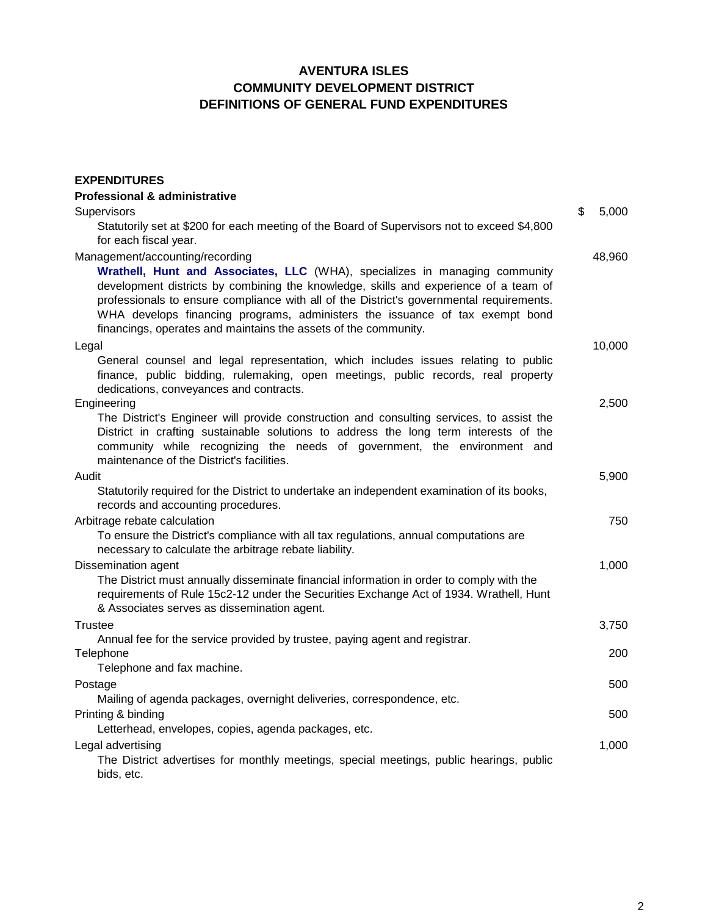# AVENTURA ISLES
# COMMUNITY DEVELOPMENT DISTRICT
# DEFINITIONS OF GENERAL FUND EXPENDITURES

**EXPENDITURES**

**Professional & administrative**

| | |
|---|---|
| Supervisors<br>Statutorily set at $200 for each meeting of the Board of Supervisors not to exceed $4,800 for each fiscal year. | $ 5,000 |
| Management/accounting/recording<br>**Wrathell, Hunt and Associates, LLC** (WHA), specializes in managing community development districts by combining the knowledge, skills and experience of a team of professionals to ensure compliance with all of the District's governmental requirements. WHA develops financing programs, administers the issuance of tax exempt bond financings, operates and maintains the assets of the community. | 48,960 |
| Legal<br>General counsel and legal representation, which includes issues relating to public finance, public bidding, rulemaking, open meetings, public records, real property dedications, conveyances and contracts. | 10,000 |
| Engineering<br>The District's Engineer will provide construction and consulting services, to assist the District in crafting sustainable solutions to address the long term interests of the community while recognizing the needs of government, the environment and maintenance of the District's facilities. | 2,500 |
| Audit<br>Statutorily required for the District to undertake an independent examination of its books, records and accounting procedures. | 5,900 |
| Arbitrage rebate calculation<br>To ensure the District's compliance with all tax regulations, annual computations are necessary to calculate the arbitrage rebate liability. | 750 |
| Dissemination agent<br>The District must annually disseminate financial information in order to comply with the requirements of Rule 15c2-12 under the Securities Exchange Act of 1934. Wrathell, Hunt & Associates serves as dissemination agent. | 1,000 |
| Trustee<br>Annual fee for the service provided by trustee, paying agent and registrar. | 3,750 |
| Telephone<br>Telephone and fax machine. | 200 |
| Postage<br>Mailing of agenda packages, overnight deliveries, correspondence, etc. | 500 |
| Printing & binding<br>Letterhead, envelopes, copies, agenda packages, etc. | 500 |
| Legal advertising<br>The District advertises for monthly meetings, special meetings, public hearings, public bids, etc. | 1,000 |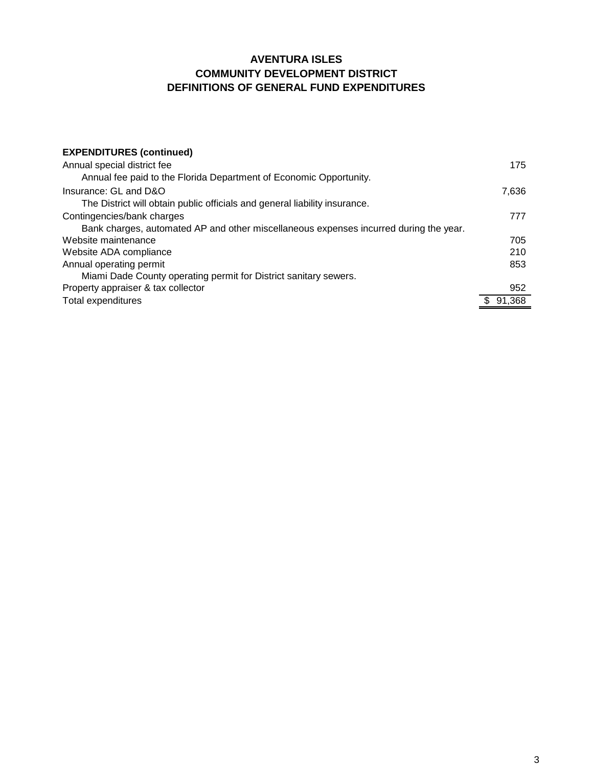# AVENTURA ISLES
## COMMUNITY DEVELOPMENT DISTRICT
## DEFINITIONS OF GENERAL FUND EXPENDITURES

**EXPENDITURES (continued)**

| | |
|---|---:|
| Annual special district fee | 175 |
| Annual fee paid to the Florida Department of Economic Opportunity. | |
| Insurance: GL and D&O | 7,636 |
| The District will obtain public officials and general liability insurance. | |
| Contingencies/bank charges | 777 |
| Bank charges, automated AP and other miscellaneous expenses incurred during the year. | |
| Website maintenance | 705 |
| Website ADA compliance | 210 |
| Annual operating permit | 853 |
| Miami Dade County operating permit for District sanitary sewers. | |
| Property appraiser & tax collector | 952 |
| Total expenditures | $ 91,368 |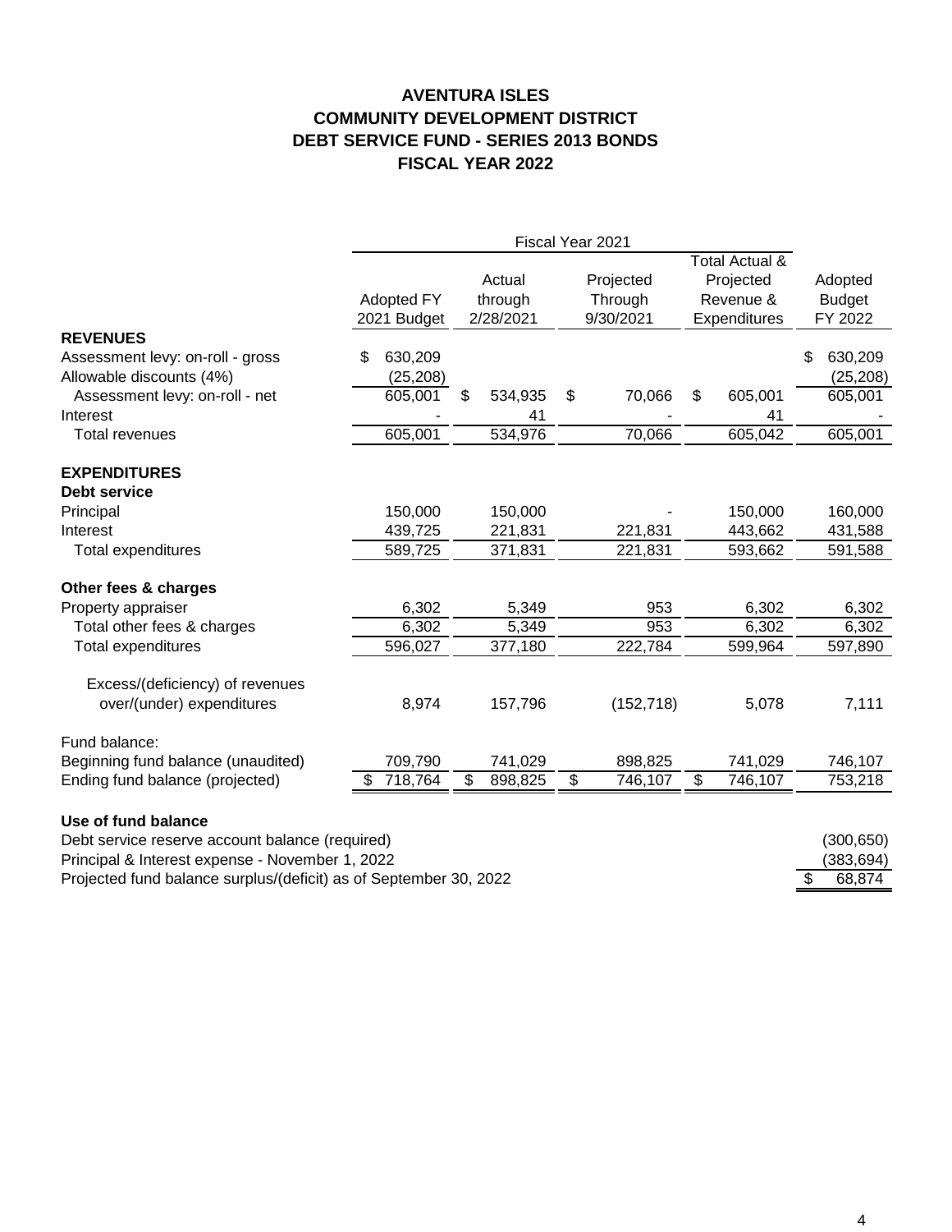# AVENTURA ISLES
# COMMUNITY DEVELOPMENT DISTRICT
# DEBT SERVICE FUND - SERIES 2013 BONDS
# FISCAL YEAR 2022

| | Fiscal Year 2021 | | | | |
|---|---|---|---|---|---|
| | Adopted FY 2021 Budget | Actual through 2/28/2021 | Projected Through 9/30/2021 | Total Actual & Projected Revenue & Expenditures | Adopted Budget FY 2022 |
| **REVENUES** | | | | | |
| Assessment levy: on-roll - gross | $ 630,209 | | | | $ 630,209 |
| Allowable discounts (4%) | (25,208) | | | | (25,208) |
| Assessment levy: on-roll - net | 605,001 | $ 534,935 | $ 70,066 | $ 605,001 | 605,001 |
| Interest | - | 41 | - | 41 | - |
| Total revenues | 605,001 | 534,976 | 70,066 | 605,042 | 605,001 |
| **EXPENDITURES** | | | | | |
| **Debt service** | | | | | |
| Principal | 150,000 | 150,000 | - | 150,000 | 160,000 |
| Interest | 439,725 | 221,831 | 221,831 | 443,662 | 431,588 |
| Total expenditures | 589,725 | 371,831 | 221,831 | 593,662 | 591,588 |
| **Other fees & charges** | | | | | |
| Property appraiser | 6,302 | 5,349 | 953 | 6,302 | 6,302 |
| Total other fees & charges | 6,302 | 5,349 | 953 | 6,302 | 6,302 |
| Total expenditures | 596,027 | 377,180 | 222,784 | 599,964 | 597,890 |
| Excess/(deficiency) of revenues over/(under) expenditures | 8,974 | 157,796 | (152,718) | 5,078 | 7,111 |
| Fund balance: | | | | | |
| Beginning fund balance (unaudited) | 709,790 | 741,029 | 898,825 | 741,029 | 746,107 |
| Ending fund balance (projected) | $ 718,764 | $ 898,825 | $ 746,107 | $ 746,107 | 753,218 |

**Use of fund balance**

| | |
|---|---|
| Debt service reserve account balance (required) | (300,650) |
| Principal & Interest expense - November 1, 2022 | (383,694) |
| Projected fund balance surplus/(deficit) as of September 30, 2022 | $ 68,874 |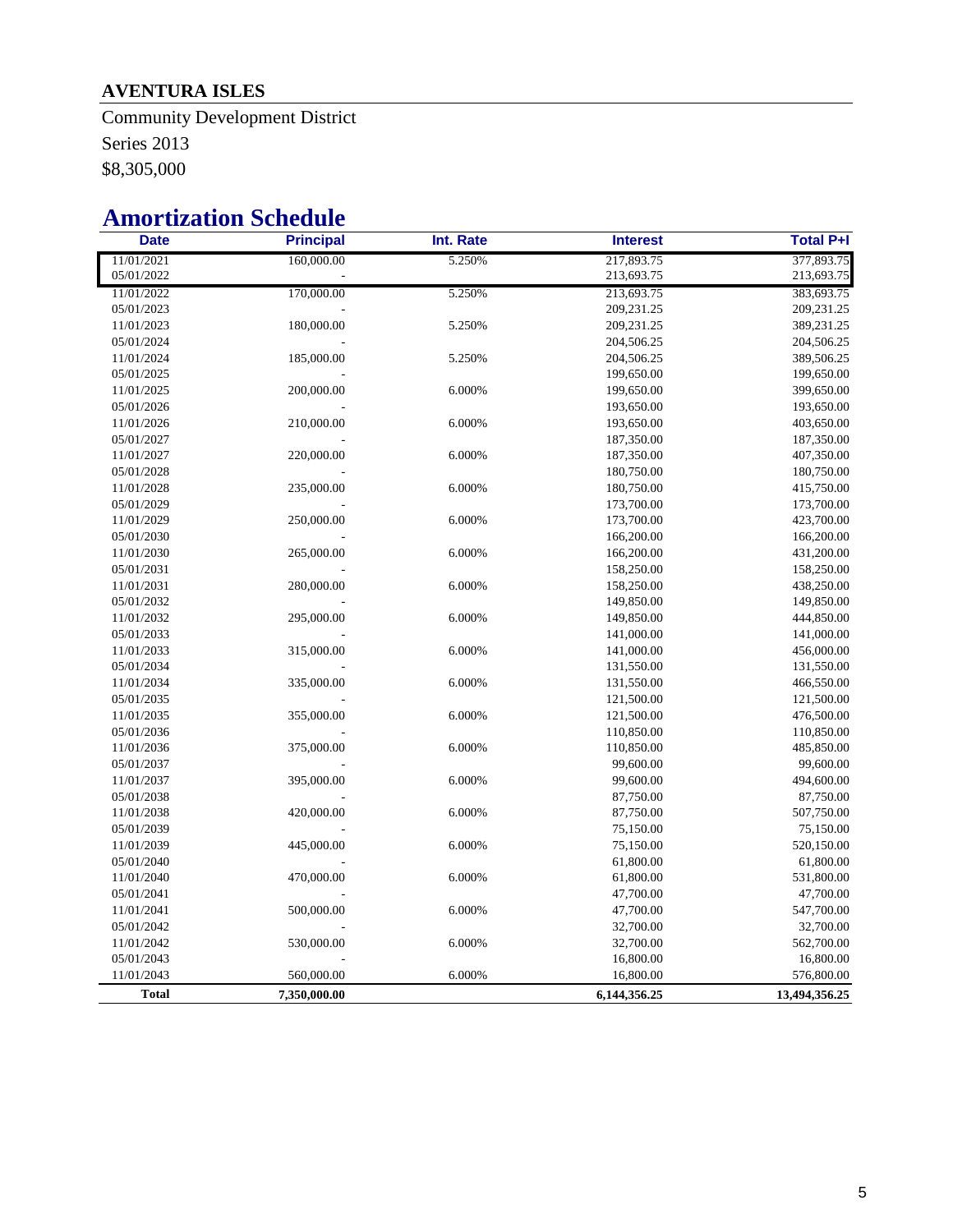## AVENTURA ISLES

Community Development District

Series 2013

$8,305,000

# Amortization Schedule

| Date | Principal | Int. Rate | Interest | Total P+I |
|---|---|---|---|---|
| 11/01/2021 | 160,000.00 | 5.250% | 217,893.75 | 377,893.75 |
| 05/01/2022 | - | | 213,693.75 | 213,693.75 |
| 11/01/2022 | 170,000.00 | 5.250% | 213,693.75 | 383,693.75 |
| 05/01/2023 | - | | 209,231.25 | 209,231.25 |
| 11/01/2023 | 180,000.00 | 5.250% | 209,231.25 | 389,231.25 |
| 05/01/2024 | - | | 204,506.25 | 204,506.25 |
| 11/01/2024 | 185,000.00 | 5.250% | 204,506.25 | 389,506.25 |
| 05/01/2025 | - | | 199,650.00 | 199,650.00 |
| 11/01/2025 | 200,000.00 | 6.000% | 199,650.00 | 399,650.00 |
| 05/01/2026 | - | | 193,650.00 | 193,650.00 |
| 11/01/2026 | 210,000.00 | 6.000% | 193,650.00 | 403,650.00 |
| 05/01/2027 | - | | 187,350.00 | 187,350.00 |
| 11/01/2027 | 220,000.00 | 6.000% | 187,350.00 | 407,350.00 |
| 05/01/2028 | - | | 180,750.00 | 180,750.00 |
| 11/01/2028 | 235,000.00 | 6.000% | 180,750.00 | 415,750.00 |
| 05/01/2029 | - | | 173,700.00 | 173,700.00 |
| 11/01/2029 | 250,000.00 | 6.000% | 173,700.00 | 423,700.00 |
| 05/01/2030 | - | | 166,200.00 | 166,200.00 |
| 11/01/2030 | 265,000.00 | 6.000% | 166,200.00 | 431,200.00 |
| 05/01/2031 | - | | 158,250.00 | 158,250.00 |
| 11/01/2031 | 280,000.00 | 6.000% | 158,250.00 | 438,250.00 |
| 05/01/2032 | - | | 149,850.00 | 149,850.00 |
| 11/01/2032 | 295,000.00 | 6.000% | 149,850.00 | 444,850.00 |
| 05/01/2033 | - | | 141,000.00 | 141,000.00 |
| 11/01/2033 | 315,000.00 | 6.000% | 141,000.00 | 456,000.00 |
| 05/01/2034 | - | | 131,550.00 | 131,550.00 |
| 11/01/2034 | 335,000.00 | 6.000% | 131,550.00 | 466,550.00 |
| 05/01/2035 | - | | 121,500.00 | 121,500.00 |
| 11/01/2035 | 355,000.00 | 6.000% | 121,500.00 | 476,500.00 |
| 05/01/2036 | - | | 110,850.00 | 110,850.00 |
| 11/01/2036 | 375,000.00 | 6.000% | 110,850.00 | 485,850.00 |
| 05/01/2037 | - | | 99,600.00 | 99,600.00 |
| 11/01/2037 | 395,000.00 | 6.000% | 99,600.00 | 494,600.00 |
| 05/01/2038 | - | | 87,750.00 | 87,750.00 |
| 11/01/2038 | 420,000.00 | 6.000% | 87,750.00 | 507,750.00 |
| 05/01/2039 | - | | 75,150.00 | 75,150.00 |
| 11/01/2039 | 445,000.00 | 6.000% | 75,150.00 | 520,150.00 |
| 05/01/2040 | - | | 61,800.00 | 61,800.00 |
| 11/01/2040 | 470,000.00 | 6.000% | 61,800.00 | 531,800.00 |
| 05/01/2041 | - | | 47,700.00 | 47,700.00 |
| 11/01/2041 | 500,000.00 | 6.000% | 47,700.00 | 547,700.00 |
| 05/01/2042 | - | | 32,700.00 | 32,700.00 |
| 11/01/2042 | 530,000.00 | 6.000% | 32,700.00 | 562,700.00 |
| 05/01/2043 | - | | 16,800.00 | 16,800.00 |
| 11/01/2043 | 560,000.00 | 6.000% | 16,800.00 | 576,800.00 |
| **Total** | **7,350,000.00** | | **6,144,356.25** | **13,494,356.25** |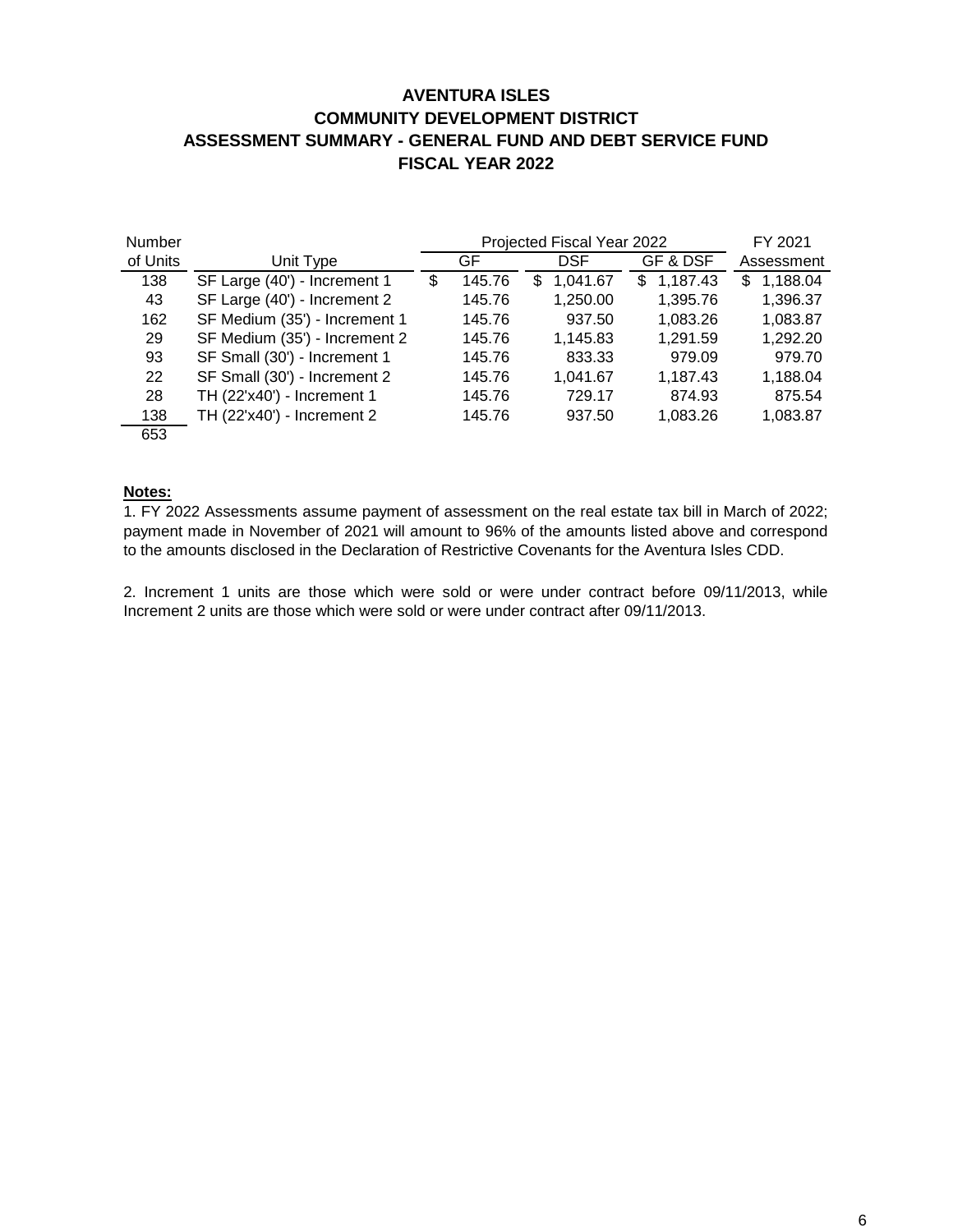# AVENTURA ISLES
# COMMUNITY DEVELOPMENT DISTRICT
## ASSESSMENT SUMMARY - GENERAL FUND AND DEBT SERVICE FUND
## FISCAL YEAR 2022

| Number | | Projected Fiscal Year 2022 | | | FY 2021 |
|---|---|---|---|---|---|
| of Units | Unit Type | GF | DSF | GF & DSF | Assessment |
| 138 | SF Large (40') - Increment 1 | $ 145.76 | $ 1,041.67 | $ 1,187.43 | $ 1,188.04 |
| 43 | SF Large (40') - Increment 2 | 145.76 | 1,250.00 | 1,395.76 | 1,396.37 |
| 162 | SF Medium (35') - Increment 1 | 145.76 | 937.50 | 1,083.26 | 1,083.87 |
| 29 | SF Medium (35') - Increment 2 | 145.76 | 1,145.83 | 1,291.59 | 1,292.20 |
| 93 | SF Small (30') - Increment 1 | 145.76 | 833.33 | 979.09 | 979.70 |
| 22 | SF Small (30') - Increment 2 | 145.76 | 1,041.67 | 1,187.43 | 1,188.04 |
| 28 | TH (22'x40') - Increment 1 | 145.76 | 729.17 | 874.93 | 875.54 |
| 138 | TH (22'x40') - Increment 2 | 145.76 | 937.50 | 1,083.26 | 1,083.87 |
| 653 | | | | | |

**Notes:**

1. FY 2022 Assessments assume payment of assessment on the real estate tax bill in March of 2022; payment made in November of 2021 will amount to 96% of the amounts listed above and correspond to the amounts disclosed in the Declaration of Restrictive Covenants for the Aventura Isles CDD.

2. Increment 1 units are those which were sold or were under contract before 09/11/2013, while Increment 2 units are those which were sold or were under contract after 09/11/2013.